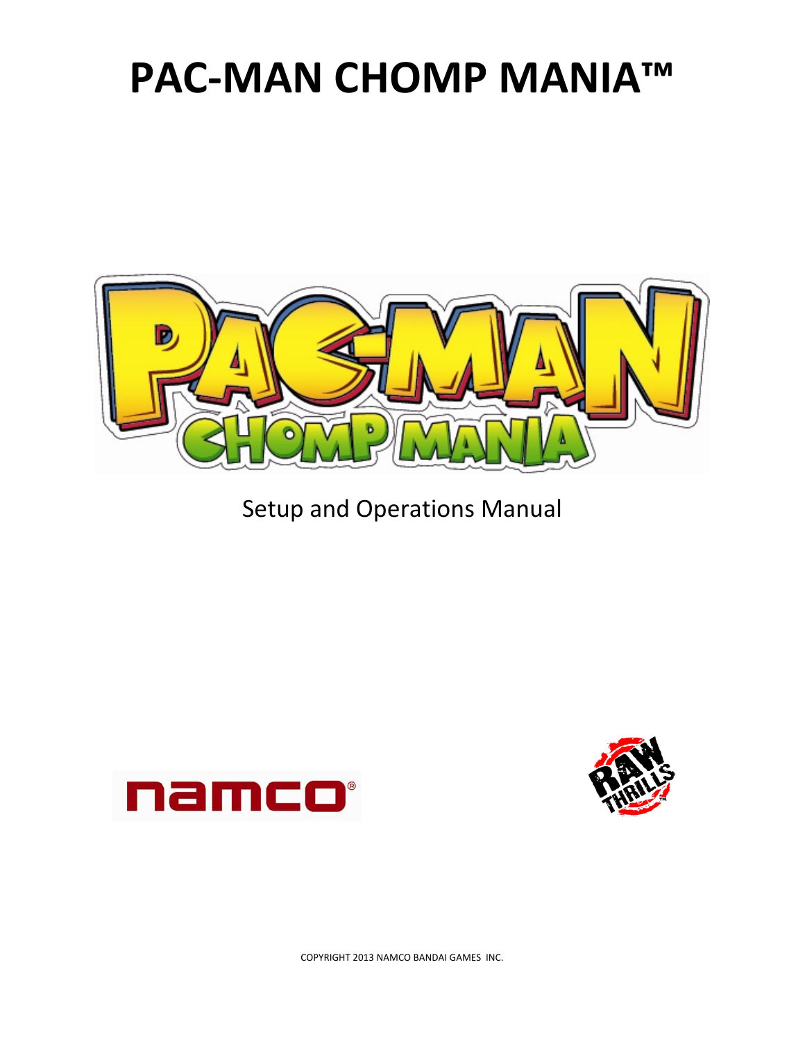# PAC-MAN CHOMP MANIA™

Setup and Operations Manual

COPYRIGHT 2013 NAMCO BANDAI GAMES INC.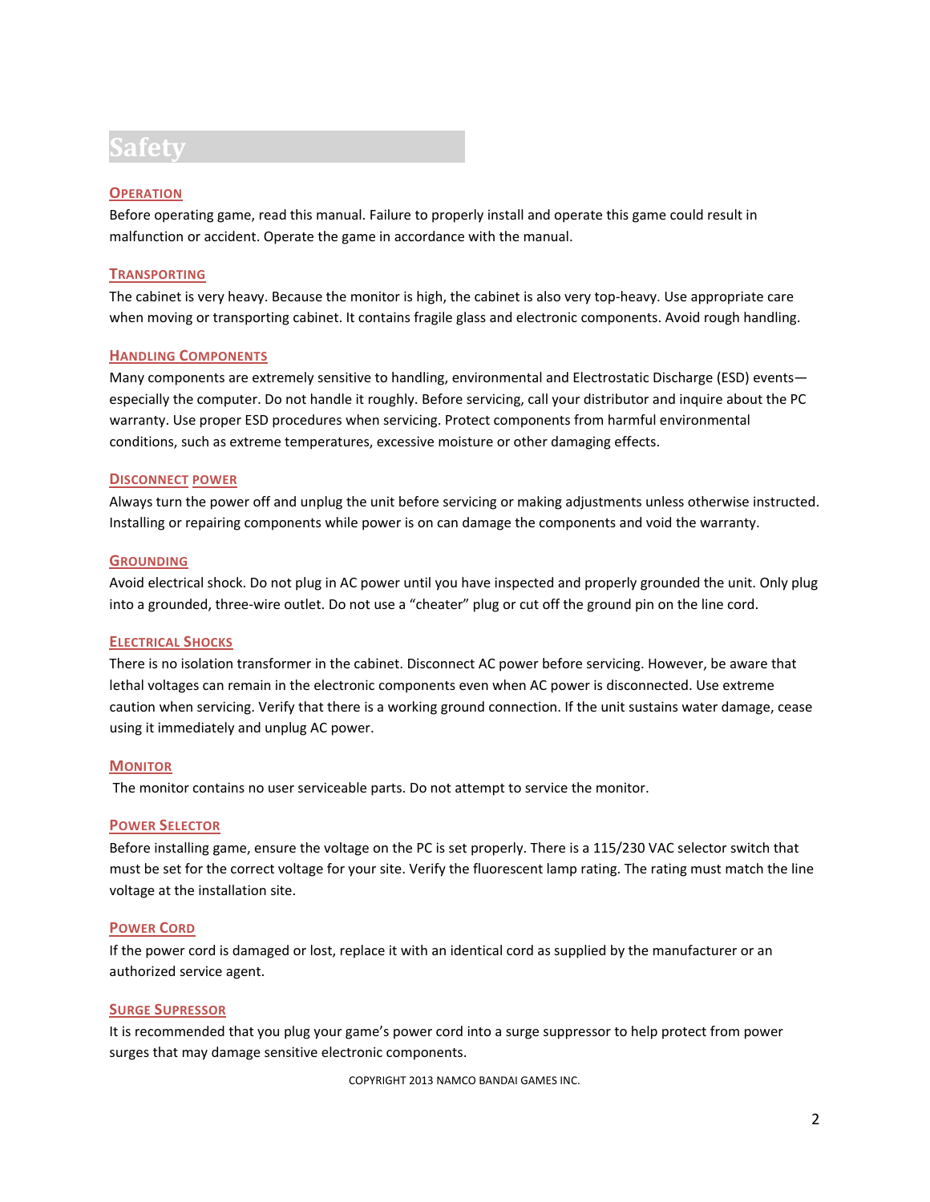# Safety

## Operation

Before operating game, read this manual. Failure to properly install and operate this game could result in malfunction or accident. Operate the game in accordance with the manual.

## Transporting

The cabinet is very heavy. Because the monitor is high, the cabinet is also very top-heavy. Use appropriate care when moving or transporting cabinet. It contains fragile glass and electronic components. Avoid rough handling.

## Handling Components

Many components are extremely sensitive to handling, environmental and Electrostatic Discharge (ESD) events—especially the computer. Do not handle it roughly. Before servicing, call your distributor and inquire about the PC warranty. Use proper ESD procedures when servicing. Protect components from harmful environmental conditions, such as extreme temperatures, excessive moisture or other damaging effects.

## Disconnect power

Always turn the power off and unplug the unit before servicing or making adjustments unless otherwise instructed. Installing or repairing components while power is on can damage the components and void the warranty.

## Grounding

Avoid electrical shock. Do not plug in AC power until you have inspected and properly grounded the unit. Only plug into a grounded, three-wire outlet. Do not use a “cheater” plug or cut off the ground pin on the line cord.

## Electrical Shocks

There is no isolation transformer in the cabinet. Disconnect AC power before servicing. However, be aware that lethal voltages can remain in the electronic components even when AC power is disconnected. Use extreme caution when servicing. Verify that there is a working ground connection. If the unit sustains water damage, cease using it immediately and unplug AC power.

## Monitor

The monitor contains no user serviceable parts. Do not attempt to service the monitor.

## Power Selector

Before installing game, ensure the voltage on the PC is set properly. There is a 115/230 VAC selector switch that must be set for the correct voltage for your site. Verify the fluorescent lamp rating. The rating must match the line voltage at the installation site.

## Power Cord

If the power cord is damaged or lost, replace it with an identical cord as supplied by the manufacturer or an authorized service agent.

## Surge Supressor

It is recommended that you plug your game’s power cord into a surge suppressor to help protect from power surges that may damage sensitive electronic components.

COPYRIGHT 2013 NAMCO BANDAI GAMES INC.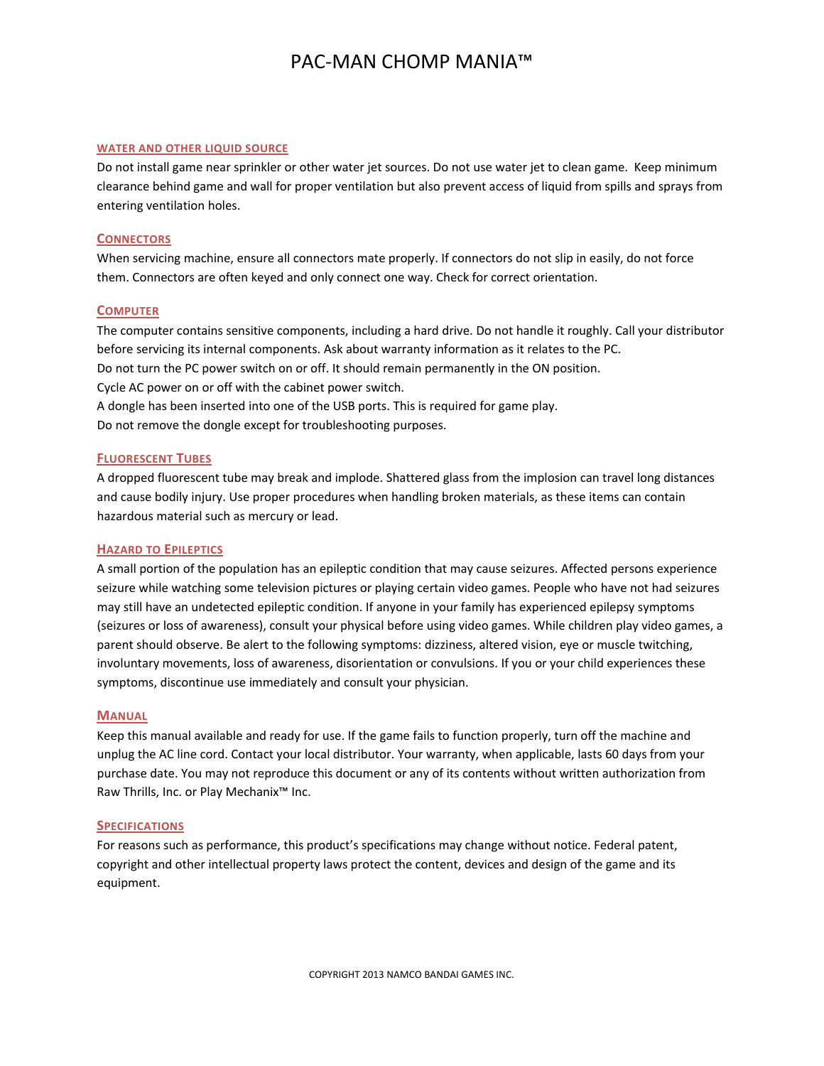# PAC-MAN CHOMP MANIA™

## WATER AND OTHER LIQUID SOURCE

Do not install game near sprinkler or other water jet sources. Do not use water jet to clean game. Keep minimum clearance behind game and wall for proper ventilation but also prevent access of liquid from spills and sprays from entering ventilation holes.

## CONNECTORS

When servicing machine, ensure all connectors mate properly. If connectors do not slip in easily, do not force them. Connectors are often keyed and only connect one way. Check for correct orientation.

## COMPUTER

The computer contains sensitive components, including a hard drive. Do not handle it roughly. Call your distributor before servicing its internal components. Ask about warranty information as it relates to the PC.
Do not turn the PC power switch on or off. It should remain permanently in the ON position.
Cycle AC power on or off with the cabinet power switch.
A dongle has been inserted into one of the USB ports. This is required for game play.
Do not remove the dongle except for troubleshooting purposes.

## FLUORESCENT TUBES

A dropped fluorescent tube may break and implode. Shattered glass from the implosion can travel long distances and cause bodily injury. Use proper procedures when handling broken materials, as these items can contain hazardous material such as mercury or lead.

## HAZARD TO EPILEPTICS

A small portion of the population has an epileptic condition that may cause seizures. Affected persons experience seizure while watching some television pictures or playing certain video games. People who have not had seizures may still have an undetected epileptic condition. If anyone in your family has experienced epilepsy symptoms (seizures or loss of awareness), consult your physical before using video games. While children play video games, a parent should observe. Be alert to the following symptoms: dizziness, altered vision, eye or muscle twitching, involuntary movements, loss of awareness, disorientation or convulsions. If you or your child experiences these symptoms, discontinue use immediately and consult your physician.

## MANUAL

Keep this manual available and ready for use. If the game fails to function properly, turn off the machine and unplug the AC line cord. Contact your local distributor. Your warranty, when applicable, lasts 60 days from your purchase date. You may not reproduce this document or any of its contents without written authorization from Raw Thrills, Inc. or Play Mechanix™ Inc.

## SPECIFICATIONS

For reasons such as performance, this product's specifications may change without notice. Federal patent, copyright and other intellectual property laws protect the content, devices and design of the game and its equipment.

COPYRIGHT 2013 NAMCO BANDAI GAMES INC.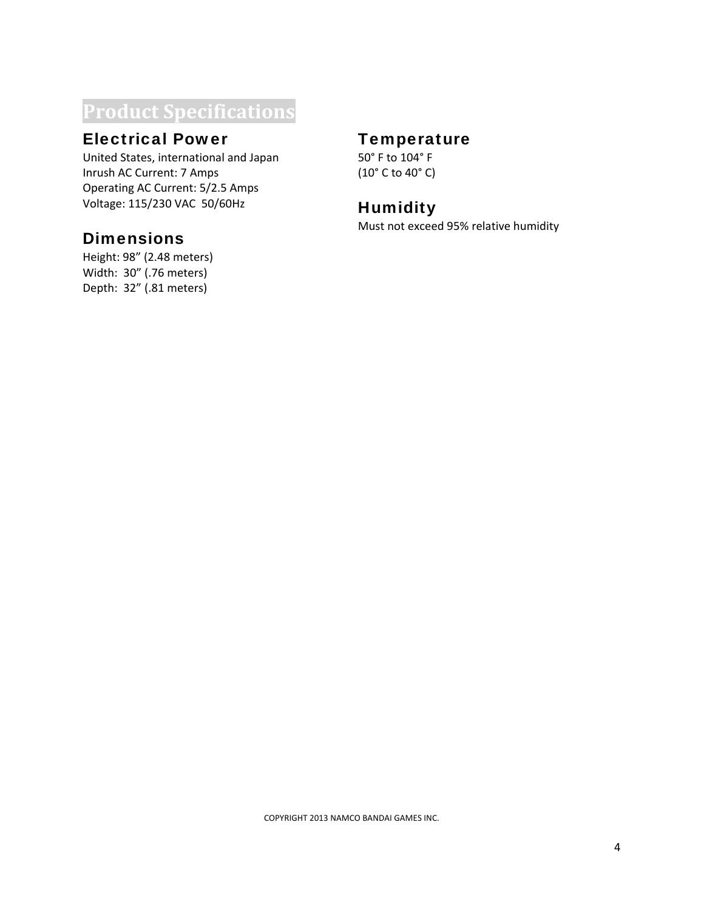# Product Specifications

## Electrical Power

United States, international and Japan
Inrush AC Current: 7 Amps
Operating AC Current: 5/2.5 Amps
Voltage: 115/230 VAC 50/60Hz

## Dimensions

Height: 98” (2.48 meters)
Width: 30” (.76 meters)
Depth: 32” (.81 meters)

## Temperature

50° F to 104° F
(10° C to 40° C)

## Humidity

Must not exceed 95% relative humidity

COPYRIGHT 2013 NAMCO BANDAI GAMES INC.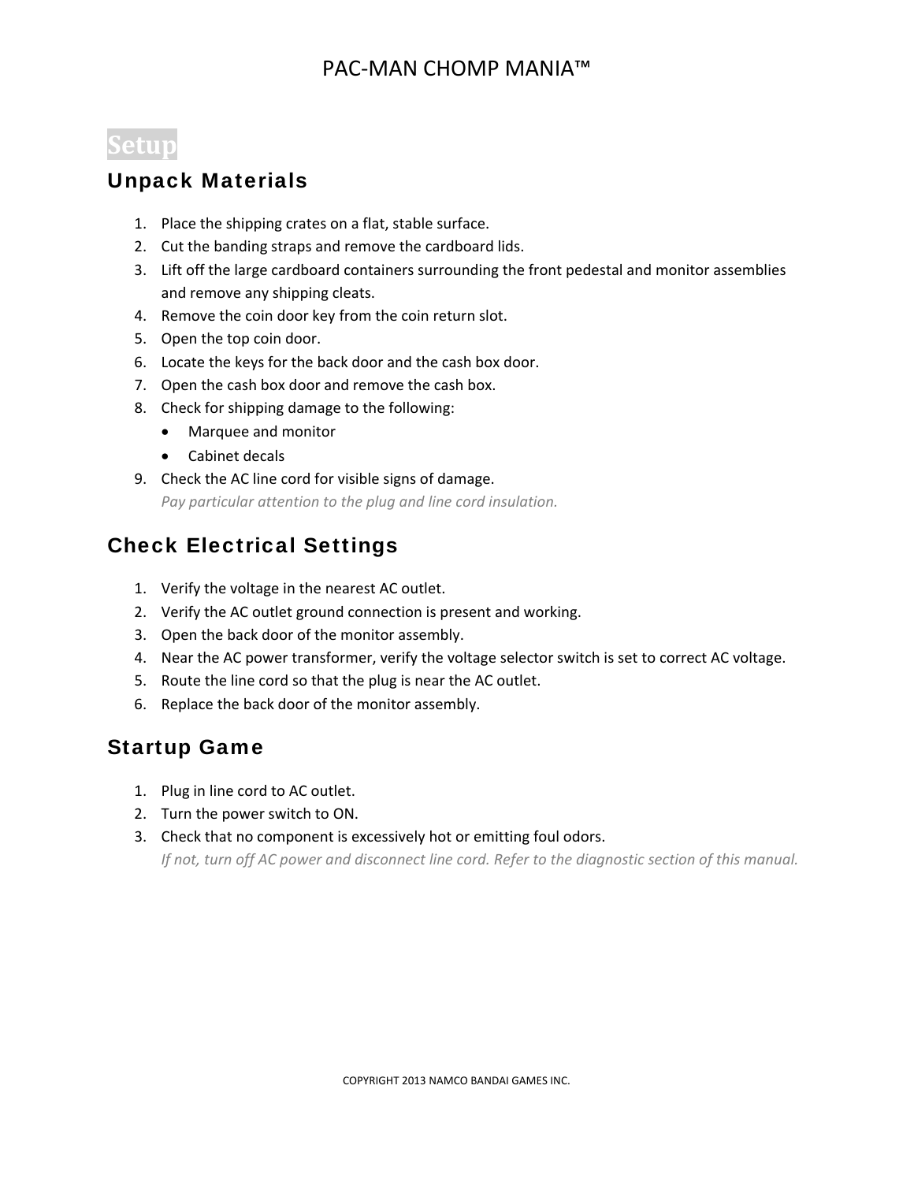# Setup

## Unpack Materials

1. Place the shipping crates on a flat, stable surface.
2. Cut the banding straps and remove the cardboard lids.
3. Lift off the large cardboard containers surrounding the front pedestal and monitor assemblies and remove any shipping cleats.
4. Remove the coin door key from the coin return slot.
5. Open the top coin door.
6. Locate the keys for the back door and the cash box door.
7. Open the cash box door and remove the cash box.
8. Check for shipping damage to the following:
   - Marquee and monitor
   - Cabinet decals
9. Check the AC line cord for visible signs of damage.
   *Pay particular attention to the plug and line cord insulation.*

## Check Electrical Settings

1. Verify the voltage in the nearest AC outlet.
2. Verify the AC outlet ground connection is present and working.
3. Open the back door of the monitor assembly.
4. Near the AC power transformer, verify the voltage selector switch is set to correct AC voltage.
5. Route the line cord so that the plug is near the AC outlet.
6. Replace the back door of the monitor assembly.

## Startup Game

1. Plug in line cord to AC outlet.
2. Turn the power switch to ON.
3. Check that no component is excessively hot or emitting foul odors.
   *If not, turn off AC power and disconnect line cord. Refer to the diagnostic section of this manual.*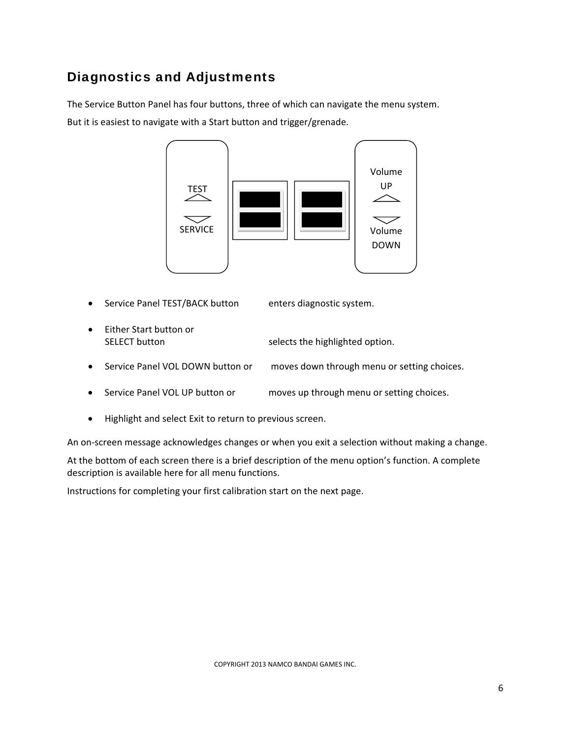## Diagnostics and Adjustments

The Service Button Panel has four buttons, three of which can navigate the menu system.

But it is easiest to navigate with a Start button and trigger/grenade.

TEST

SERVICE

Volume UP

Volume DOWN

- Service Panel TEST/BACK button enters diagnostic system.
- Either Start button or SELECT button selects the highlighted option.
- Service Panel VOL DOWN button or moves down through menu or setting choices.
- Service Panel VOL UP button or moves up through menu or setting choices.
- Highlight and select Exit to return to previous screen.

An on-screen message acknowledges changes or when you exit a selection without making a change.

At the bottom of each screen there is a brief description of the menu option's function. A complete description is available here for all menu functions.

Instructions for completing your first calibration start on the next page.

COPYRIGHT 2013 NAMCO BANDAI GAMES INC.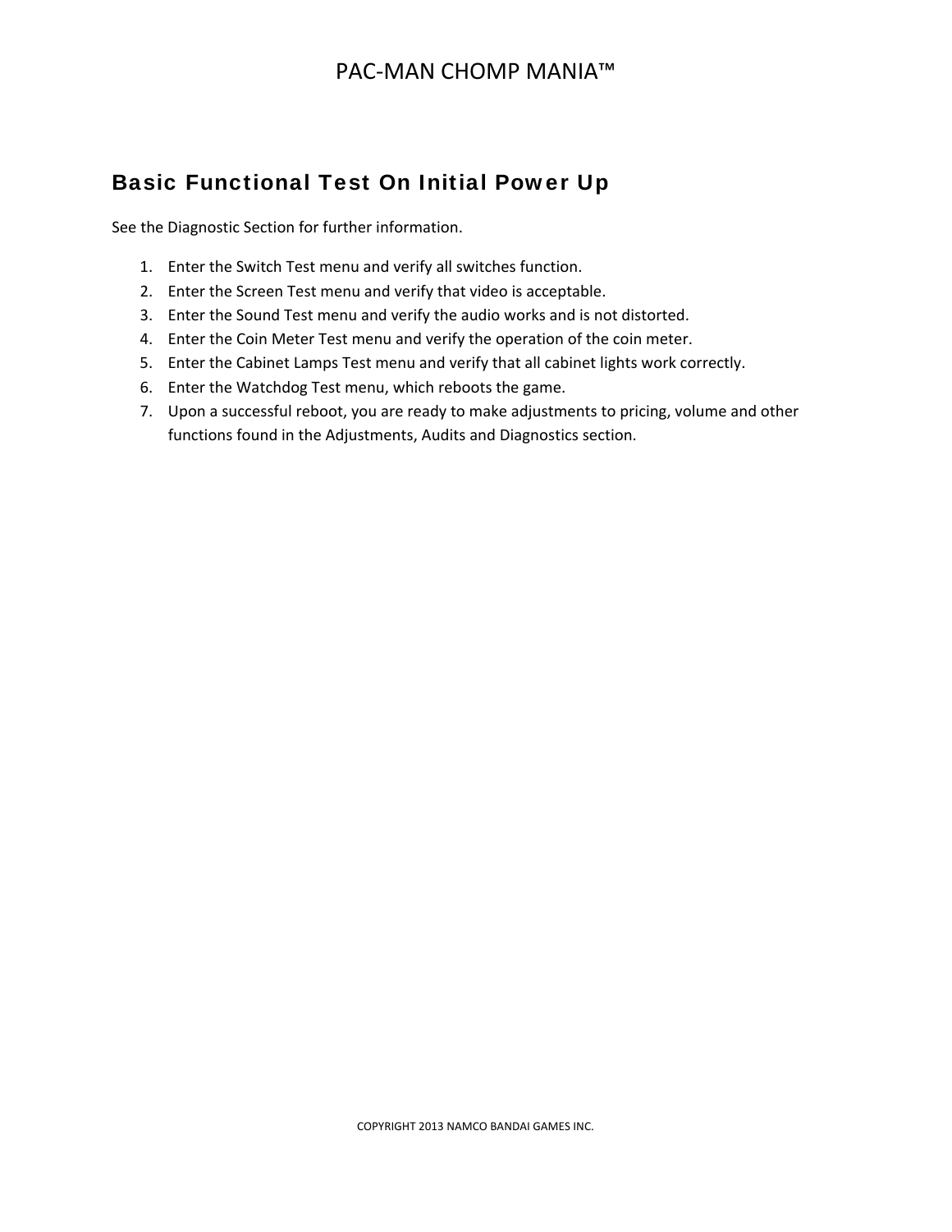## Basic Functional Test On Initial Power Up

See the Diagnostic Section for further information.

1. Enter the Switch Test menu and verify all switches function.
2. Enter the Screen Test menu and verify that video is acceptable.
3. Enter the Sound Test menu and verify the audio works and is not distorted.
4. Enter the Coin Meter Test menu and verify the operation of the coin meter.
5. Enter the Cabinet Lamps Test menu and verify that all cabinet lights work correctly.
6. Enter the Watchdog Test menu, which reboots the game.
7. Upon a successful reboot, you are ready to make adjustments to pricing, volume and other functions found in the Adjustments, Audits and Diagnostics section.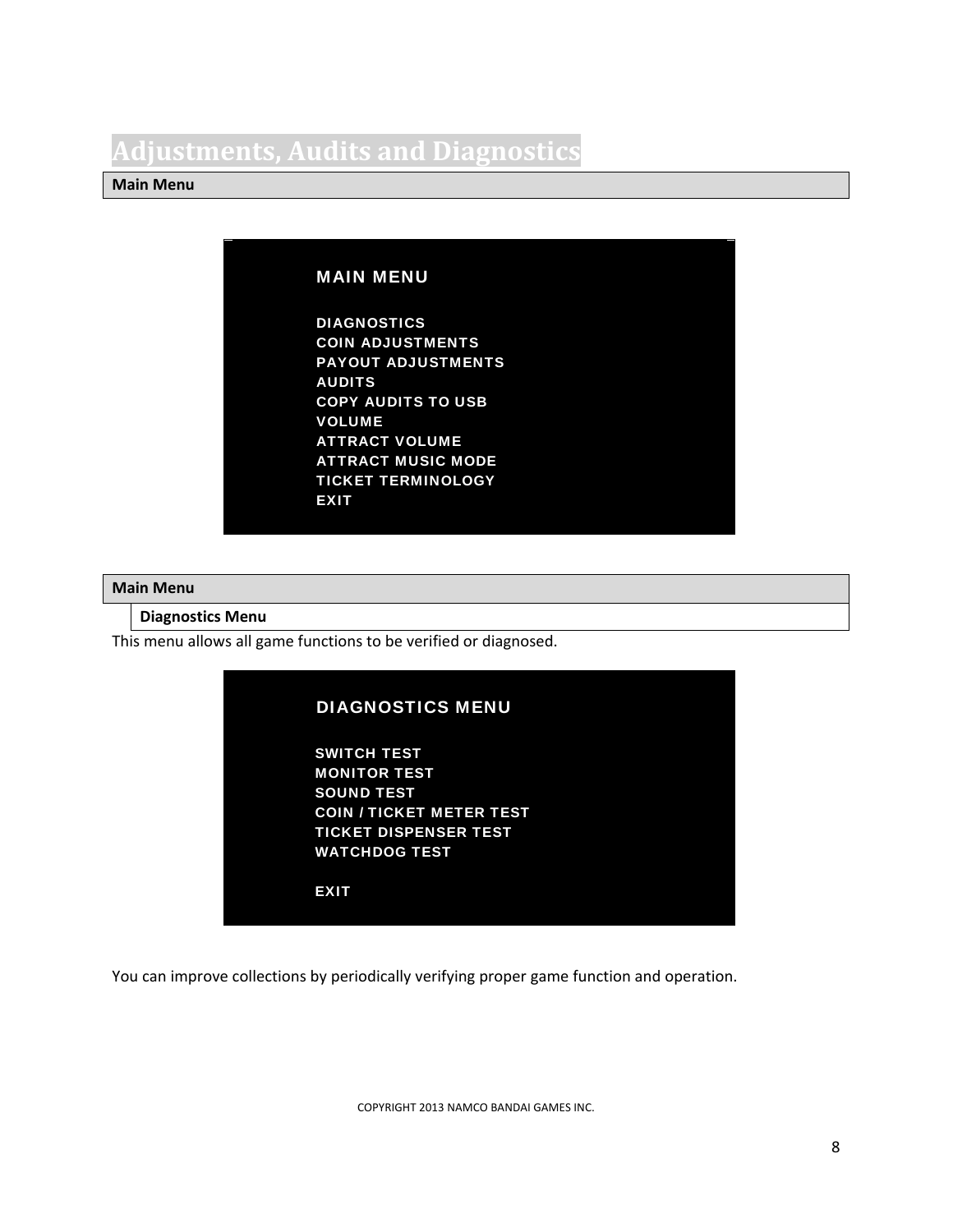# Adjustments, Audits and Diagnostics

## Main Menu

```
MAIN MENU

DIAGNOSTICS
COIN ADJUSTMENTS
PAYOUT ADJUSTMENTS
AUDITS
COPY AUDITS TO USB
VOLUME
ATTRACT VOLUME
ATTRACT MUSIC MODE
TICKET TERMINOLOGY
EXIT
```

## Main Menu

### Diagnostics Menu

This menu allows all game functions to be verified or diagnosed.

```
DIAGNOSTICS MENU

SWITCH TEST
MONITOR TEST
SOUND TEST
COIN / TICKET METER TEST
TICKET DISPENSER TEST
WATCHDOG TEST

EXIT
```

You can improve collections by periodically verifying proper game function and operation.

COPYRIGHT 2013 NAMCO BANDAI GAMES INC.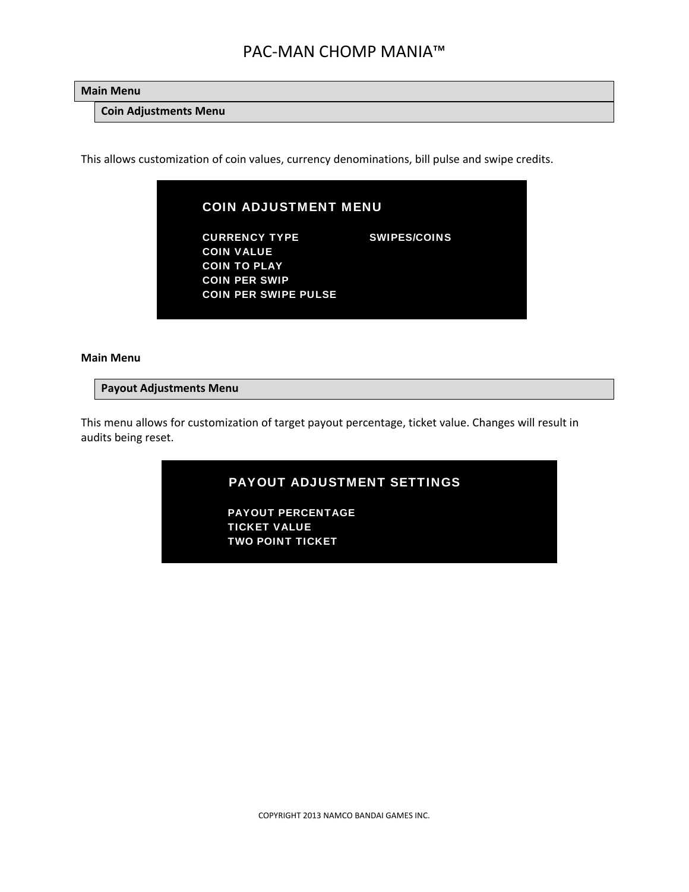**Main Menu**

**Coin Adjustments Menu**

This allows customization of coin values, currency denominations, bill pulse and swipe credits.

```
COIN ADJUSTMENT MENU

CURRENCY TYPE              SWIPES/COINS
COIN VALUE
COIN TO PLAY
COIN PER SWIP
COIN PER SWIPE PULSE
```

**Main Menu**

**Payout Adjustments Menu**

This menu allows for customization of target payout percentage, ticket value. Changes will result in audits being reset.

```
PAYOUT ADJUSTMENT SETTINGS

PAYOUT PERCENTAGE
TICKET VALUE
TWO POINT TICKET
```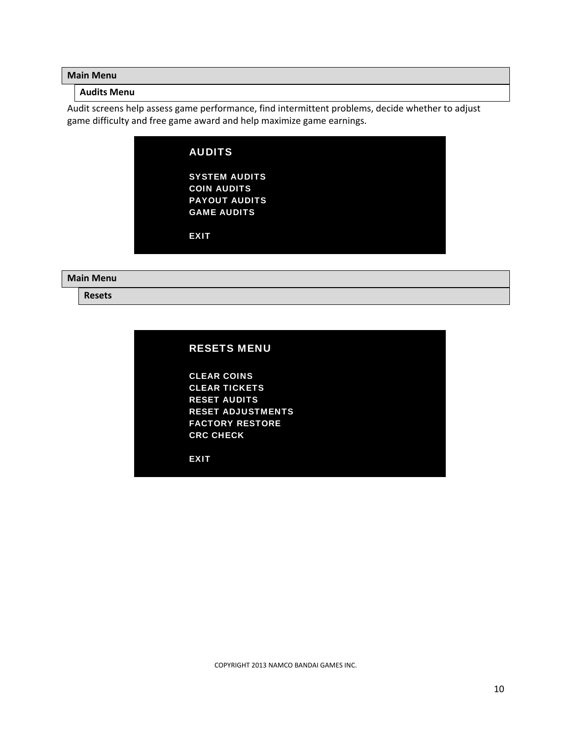## Main Menu

### Audits Menu

Audit screens help assess game performance, find intermittent problems, decide whether to adjust game difficulty and free game award and help maximize game earnings.

```
AUDITS

SYSTEM AUDITS
COIN AUDITS
PAYOUT AUDITS
GAME AUDITS

EXIT
```

## Main Menu

### Resets

```
RESETS MENU

CLEAR COINS
CLEAR TICKETS
RESET AUDITS
RESET ADJUSTMENTS
FACTORY RESTORE
CRC CHECK

EXIT
```

COPYRIGHT 2013 NAMCO BANDAI GAMES INC.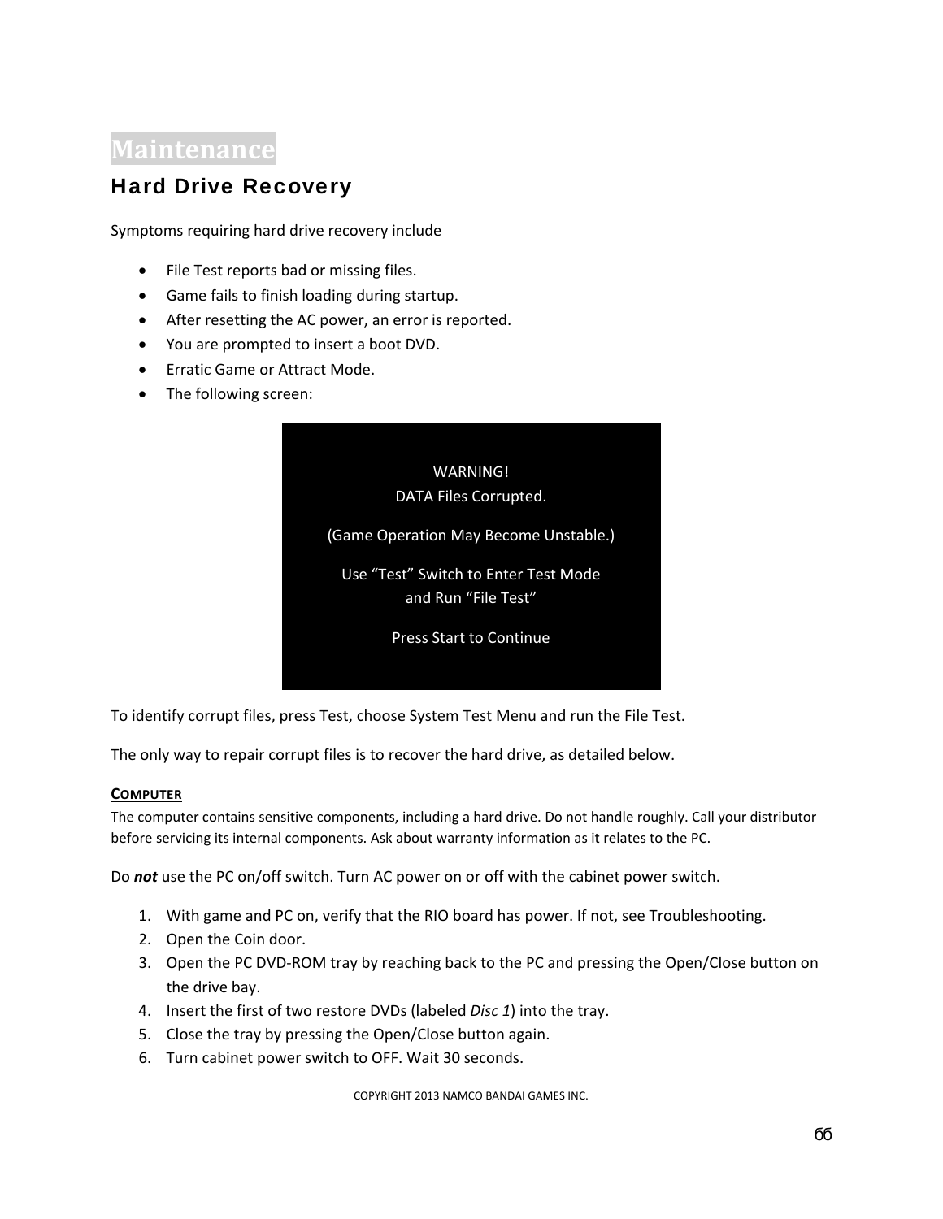# Maintenance

## Hard Drive Recovery

Symptoms requiring hard drive recovery include

- File Test reports bad or missing files.
- Game fails to finish loading during startup.
- After resetting the AC power, an error is reported.
- You are prompted to insert a boot DVD.
- Erratic Game or Attract Mode.
- The following screen:

WARNING!
DATA Files Corrupted.

(Game Operation May Become Unstable.)

Use "Test" Switch to Enter Test Mode
and Run "File Test"

Press Start to Continue

To identify corrupt files, press Test, choose System Test Menu and run the File Test.

The only way to repair corrupt files is to recover the hard drive, as detailed below.

### COMPUTER

The computer contains sensitive components, including a hard drive. Do not handle roughly. Call your distributor before servicing its internal components. Ask about warranty information as it relates to the PC.

Do ***not*** use the PC on/off switch. Turn AC power on or off with the cabinet power switch.

1. With game and PC on, verify that the RIO board has power. If not, see Troubleshooting.
2. Open the Coin door.
3. Open the PC DVD-ROM tray by reaching back to the PC and pressing the Open/Close button on the drive bay.
4. Insert the first of two restore DVDs (labeled *Disc 1*) into the tray.
5. Close the tray by pressing the Open/Close button again.
6. Turn cabinet power switch to OFF. Wait 30 seconds.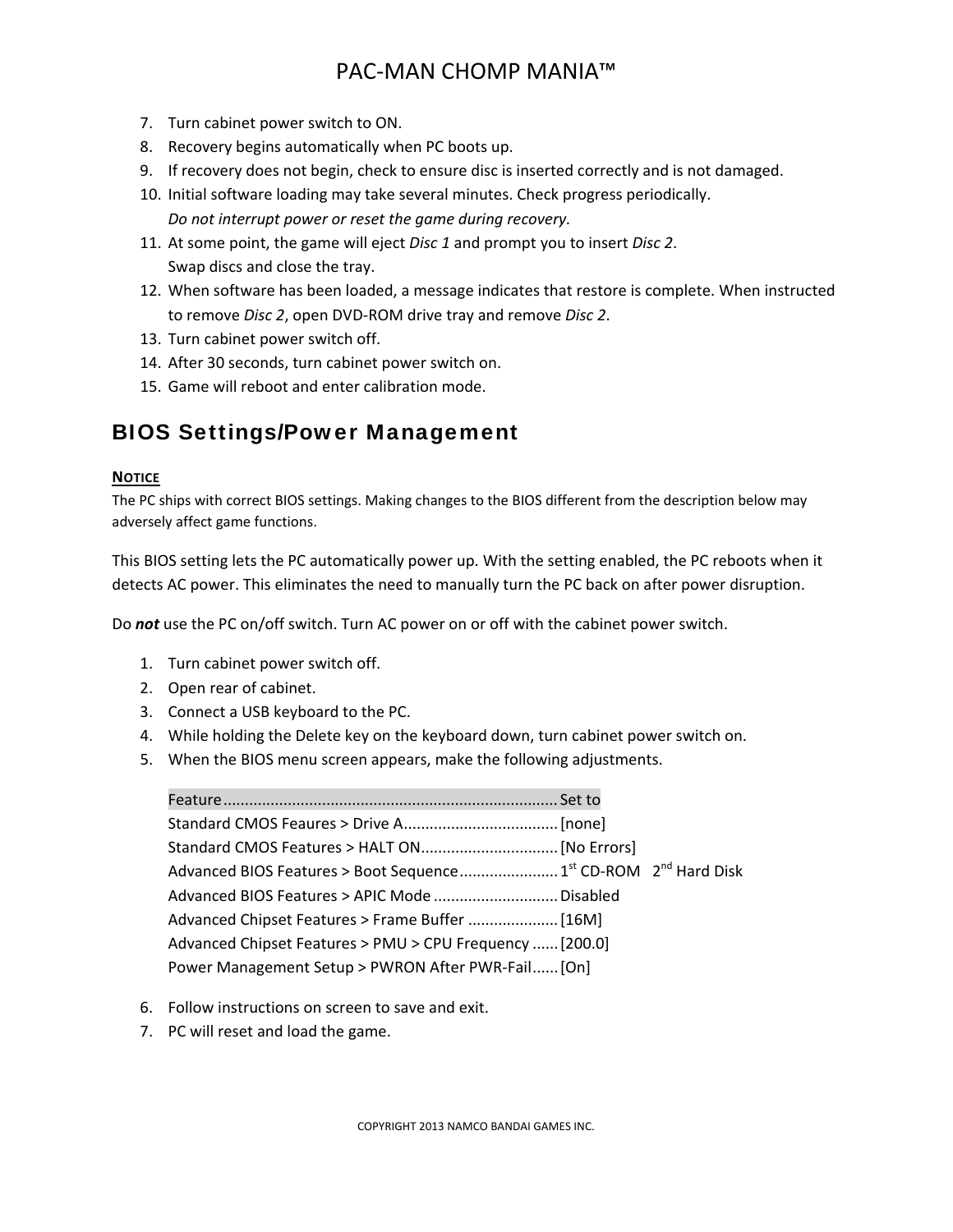7. Turn cabinet power switch to ON.
8. Recovery begins automatically when PC boots up.
9. If recovery does not begin, check to ensure disc is inserted correctly and is not damaged.
10. Initial software loading may take several minutes. Check progress periodically.
    *Do not interrupt power or reset the game during recovery.*
11. At some point, the game will eject *Disc 1* and prompt you to insert *Disc 2*.
    Swap discs and close the tray.
12. When software has been loaded, a message indicates that restore is complete. When instructed to remove *Disc 2*, open DVD-ROM drive tray and remove *Disc 2*.
13. Turn cabinet power switch off.
14. After 30 seconds, turn cabinet power switch on.
15. Game will reboot and enter calibration mode.

## BIOS Settings/Power Management

**NOTICE**

The PC ships with correct BIOS settings. Making changes to the BIOS different from the description below may adversely affect game functions.

This BIOS setting lets the PC automatically power up. With the setting enabled, the PC reboots when it detects AC power. This eliminates the need to manually turn the PC back on after power disruption.

Do ***not*** use the PC on/off switch. Turn AC power on or off with the cabinet power switch.

1. Turn cabinet power switch off.
2. Open rear of cabinet.
3. Connect a USB keyboard to the PC.
4. While holding the Delete key on the keyboard down, turn cabinet power switch on.
5. When the BIOS menu screen appears, make the following adjustments.

| Feature | Set to |
|---|---|
| Standard CMOS Feaures > Drive A | [none] |
| Standard CMOS Features > HALT ON | [No Errors] |
| Advanced BIOS Features > Boot Sequence | 1st CD-ROM   2nd Hard Disk |
| Advanced BIOS Features > APIC Mode | Disabled |
| Advanced Chipset Features > Frame Buffer | [16M] |
| Advanced Chipset Features > PMU > CPU Frequency | [200.0] |
| Power Management Setup > PWRON After PWR-Fail | [On] |

6. Follow instructions on screen to save and exit.
7. PC will reset and load the game.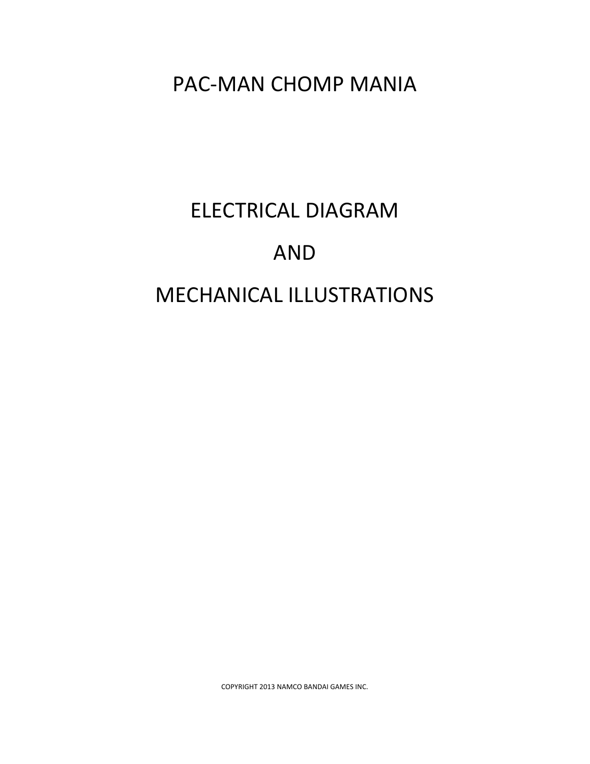# PAC-MAN CHOMP MANIA

## ELECTRICAL DIAGRAM

## AND

## MECHANICAL ILLUSTRATIONS

COPYRIGHT 2013 NAMCO BANDAI GAMES INC.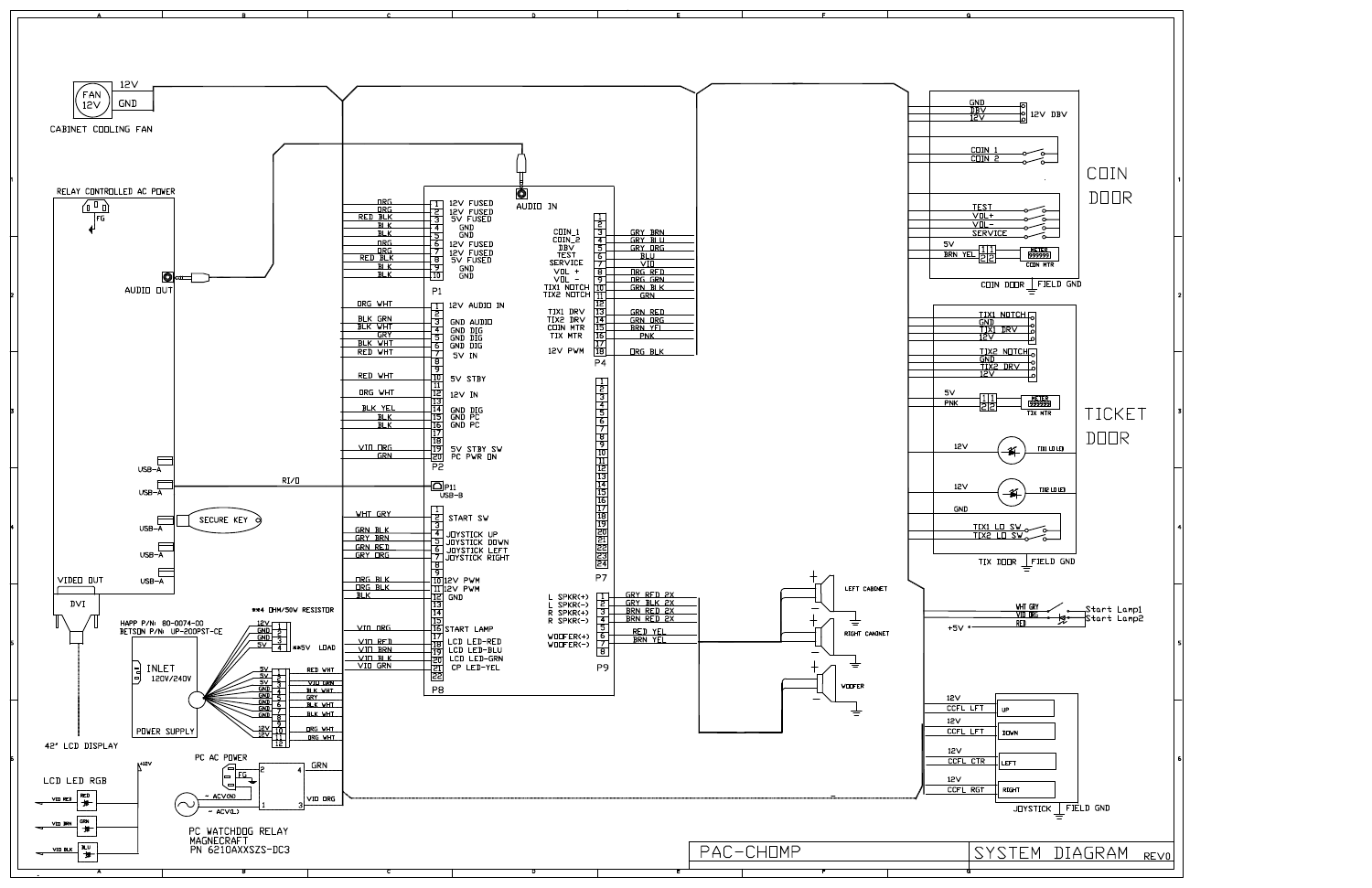# PAC-CHOMP — SYSTEM DIAGRAM REV0

## Cabinet / Power

- FAN 12V — CABINET COOLING FAN (12V, GND)
- RELAY CONTROLLED AC POWER (FG)
- AUDIO OUT
- USB-A, USB-A, USB-A, USB-A, USB-A
- SECURE KEY
- RI/O
- VIDEO OUT — DVI — 42" LCD DISPLAY
- HAPP P/N: 80-0074-00
- BETSON P/N: UP-200PST-CE
- INLET 120V/240V — POWER SUPPLY
- **4 OHM/50W RESISTOR — **5V LOAD
- PC AC POWER (FG, ~ ACV(N), ~ ACV(L))
- PC WATCHDOG RELAY MAGNECRAFT PN 6210AXXSZS-DC3 (GRN, VIO ORG)
- LCD LED RGB (+12V): VIO RED — RED, VIO BRN — GRN, VIO BLK — BLU

### Power supply connector

| Pin | Signal | Wire |
|---|---|---|
| 1 | 12V | |
| 2 | GND | |
| 3 | GND | |
| 4 | 5V | |

| Pin | Signal | Wire |
|---|---|---|
| 1 | 5V | RED WHT |
| 2 | 5V | |
| 3 | 5V | VIO GRN |
| 4 | 5V | BLK WHT |
| 5 | GND | GRY |
| 6 | GND | BLK WHT |
| 7 | GND | BLK WHT |
| 8 | GND | |
| 9 | GND | |
| 10 | 12V | ORG WHT |
| 11 | 12V | ORG WHT |
| 12 | | |

## Main Board

AUDIO IN

### P1

| Pin | Wire | Signal |
|---|---|---|
| 1 | ORG | 12V FUSED |
| 2 | ORG | 12V FUSED |
| 3 | RED BLK | 5V FUSED |
| 4 | BLK | GND |
| 5 | BLK | GND |
| 6 | ORG | 12V FUSED |
| 7 | ORG | 12V FUSED |
| 8 | RED BLK | 5V FUSED |
| 9 | BLK | GND |
| 10 | BLK | GND |

### P2

| Pin | Wire | Signal |
|---|---|---|
| 1 | ORG WHT | 12V AUDIO IN |
| 2 | | |
| 3 | BLK GRN | GND AUDIO |
| 4 | BLK WHT | GND DIG |
| 5 | GRY | GND DIG |
| 6 | BLK WHT | GND DIG |
| 7 | RED WHT | 5V IN |
| 8 | | |
| 9 | | |
| 10 | RED WHT | 5V STBY |
| 11 | | |
| 12 | ORG WHT | 12V IN |
| 13 | | |
| 14 | BLK YEL | GND DIG |
| 15 | BLK | GND PC |
| 16 | BLK | GND PC |
| 17 | | |
| 18 | | |
| 19 | VIO ORG | 5V STBY SW |
| 20 | GRN | PC PWR ON |

P11 USB-B

### P8

| Pin | Wire | Signal |
|---|---|---|
| 1 | | |
| 2 | WHT GRY | START SW |
| 3 | | |
| 4 | GRN BLK | JOYSTICK UP |
| 5 | GRY BRN | JOYSTICK DOWN |
| 6 | GRN RED | JOYSTICK LEFT |
| 7 | GRY ORG | JOYSTICK RIGHT |
| 8 | | |
| 9 | | |
| 10 | ORG BLK | 12V PWM |
| 11 | ORG BLK | 12V PWM |
| 12 | BLK | GND |
| 13 | | |
| 14 | | |
| 15 | VIO ORG | START LAMP |
| 16 | | |
| 17 | | |
| 18 | VIO RED | LCD LED-RED |
| 19 | VIO BRN | LCD LED-BLU |
| 20 | VIO BLK | LCD LED-GRN |
| 21 | VIO GRN | CP LED-YEL |
| 22 | | |

### P4

| Pin | Signal | Wire |
|---|---|---|
| 1 | | |
| 2 | | |
| 3 | COIN_1 | GRY BRN |
| 4 | COIN_2 | GRY BLU |
| 5 | DBV | GRY ORG |
| 6 | TEST | BLU |
| 7 | SERVICE | VIO |
| 8 | VOL + | ORG RED |
| 9 | VOL - | ORG GRN |
| 10 | TIX1 NOTCH | GRN BLK |
| 11 | TIX2 NOTCH | GRN |
| 12 | | |
| 13 | TIX1 DRV | GRN RED |
| 14 | TIX2 DRV | GRN ORG |
| 15 | COIN MTR | BRN YEL |
| 16 | TIX MTR | PNK |
| 17 | | |
| 18 | 12V PWM | ORG BLK |

### P7

Pins 1–24 (no connections shown)

### P9

| Pin | Signal | Wire |
|---|---|---|
| 1 | L SPKR(+) | GRY RED 2X |
| 2 | L SPKR(-) | GRY BLK 2X |
| 3 | R SPKR(+) | BRN RED 2X |
| 4 | R SPKR(-) | BRN YEL 2X |
| 5 | | |
| 6 | WOOFER(+) | RED YEL |
| 7 | WOOFER(-) | BRN YEL |
| 8 | | |

Speakers: LEFT CABINET, RIGHT CABINET, WOOFER

## COIN DOOR

- GND, DBV, 12V — 12V DBV
- COIN 1, COIN 2
- TEST, VOL+, VOL-, SERVICE
- 5V, BRN YEL — COIN MTR (999999)
- COIN DOOR FIELD GND

## TICKET DOOR

- TIX1 NOTCH, GND, TIX1 DRV, 12V
- TIX2 NOTCH, GND, TIX2 DRV, 12V
- 5V, PNK — TIX MTR (999999)
- 12V — TIX1 LO LED
- 12V — TIX2 LO LED
- GND — TIX1 LO SW, TIX2 LO SW
- TIX DOOR FIELD GND

## Start Lamps

- WHT GRY, VIO ORG, RED — Start Lamp1, Start Lamp2
- +5V

## Joystick

| Supply | Signal | Direction |
|---|---|---|
| 12V | CCFL LFT | UP |
| 12V | CCFL LFT | DOWN |
| 12V | CCFL CTR | LEFT |
| 12V | CCFL RGT | RIGHT |

JOYSTICK FIELD GND

PAC-CHOMP | SYSTEM DIAGRAM | REV0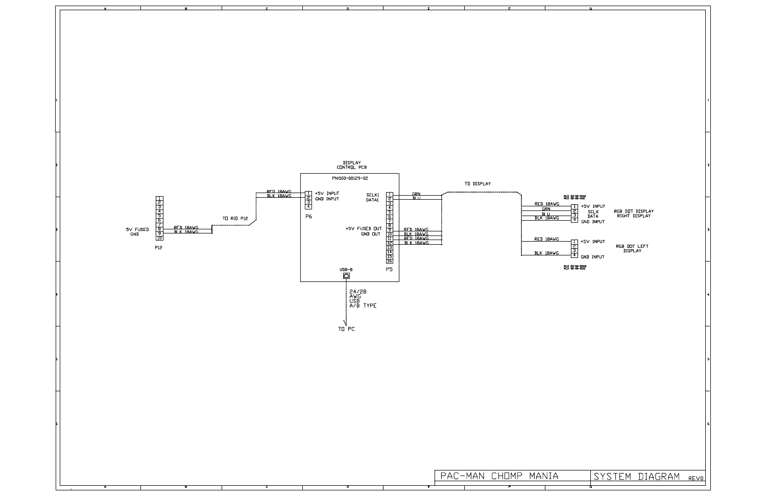DISPLAY CONTROL PCB

PN500-00129-02

P12

| Pin | Signal | Wire |
|---|---|---|
| 1 | | |
| 2 | | |
| 3 | | |
| 4 | | |
| 5 | | |
| 6 | | |
| 7 | | |
| 8 | 5V FUSED | RED 18AWG |
| 9 | GND | BLK 18AWG |
| 10 | | |

TO RIO P12

P6

| Pin | Signal | Wire |
|---|---|---|
| 1 | +5V INPUT | RED 18AWG |
| 2 | GND INPUT | BLK 18AWG |
| 3 | | |
| 4 | | |

P5

| Pin | Signal | Wire |
|---|---|---|
| 1 | SCLK1 | GRN |
| 2 | DATA1 | BLU |
| 3 | | |
| 4 | | |
| 5 | | |
| 6 | | |
| 7 | | |
| 8 | | |
| 9 | +5V FUSED OUT | RED 18AWG |
| 10 | GND OUT | BLK 18AWG |
| 11 | | RED 18AWG |
| 12 | | BLK 18AWG |
| 13 | | |
| 14 | | |
| 15 | | |
| 16 | | |

TO DISPLAY

RGB DOT DISPLAY RIGHT DISPLAY

| Pin | Signal | Wire |
|---|---|---|
| 1 | +5V INPUT | RED 18AWG |
| 2 | SCLK | GRN |
| 3 | DATA | BLU |
| 4 | GND INPUT | BLK 18AWG |

RGB DOT LEFT DISPLAY

| Pin | Signal | Wire |
|---|---|---|
| 1 | +5V INPUT | RED 18AWG |
| 2 | | |
| 3 | | |
| 4 | GND INPUT | BLK 18AWG |

USB-B

24/28 AWG USB A/B TYPE

TO PC

PAC-MAN CHOMP MANIA | SYSTEM DIAGRAM REV0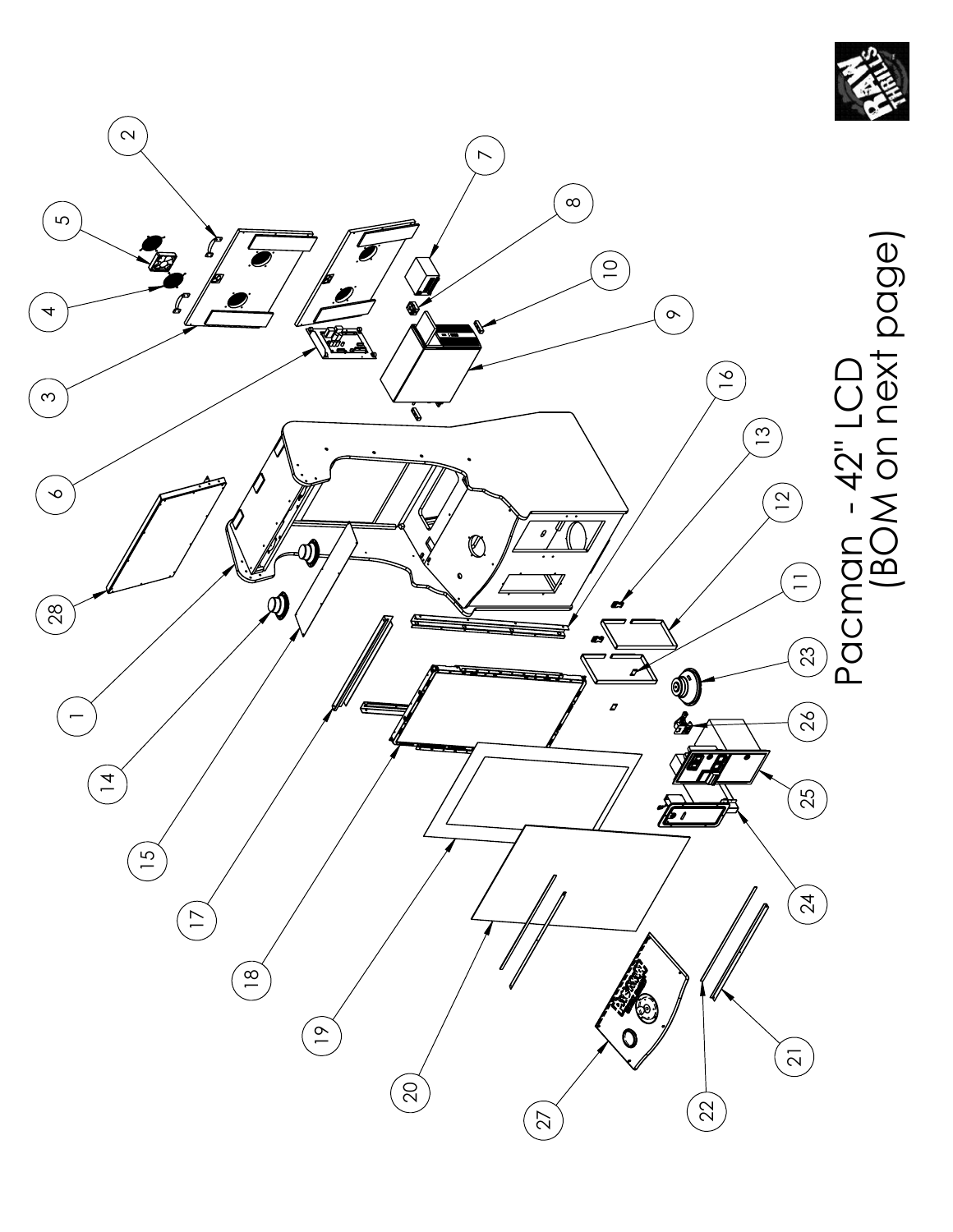# Pacman - 42" LCD
(BOM on next page)

1 2 3 4 5 6 7 8 9 10 11 12 13 14 15 16 17 18 19 20 21 22 23 24 25 26 27 28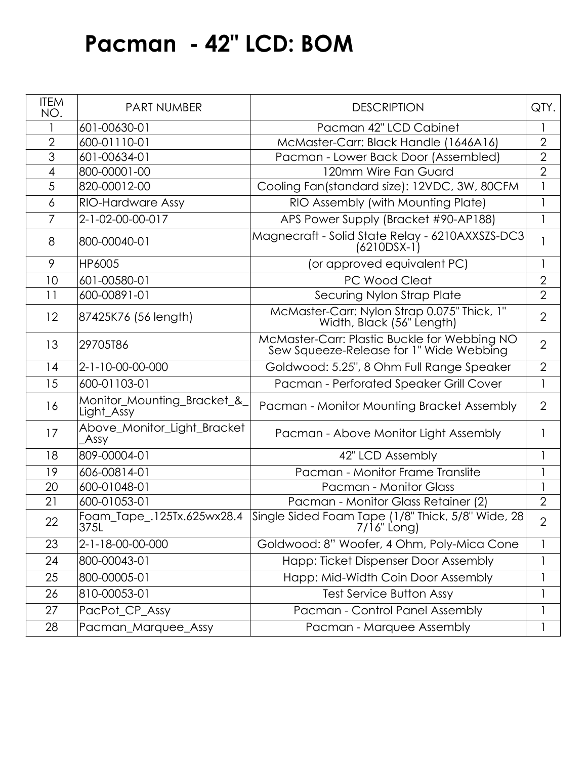# Pacman - 42" LCD: BOM

| ITEM NO. | PART NUMBER | DESCRIPTION | QTY. |
|---|---|---|---|
| 1 | 601-00630-01 | Pacman 42" LCD Cabinet | 1 |
| 2 | 600-01110-01 | McMaster-Carr: Black Handle (1646A16) | 2 |
| 3 | 601-00634-01 | Pacman - Lower Back Door (Assembled) | 2 |
| 4 | 800-00001-00 | 120mm Wire Fan Guard | 2 |
| 5 | 820-00012-00 | Cooling Fan(standard size): 12VDC, 3W, 80CFM | 1 |
| 6 | RIO-Hardware Assy | RIO Assembly (with Mounting Plate) | 1 |
| 7 | 2-1-02-00-00-017 | APS Power Supply (Bracket #90-AP188) | 1 |
| 8 | 800-00040-01 | Magnecraft - Solid State Relay - 6210AXXSZS-DC3 (6210DSX-1) | 1 |
| 9 | HP6005 | (or approved equivalent PC) | 1 |
| 10 | 601-00580-01 | PC Wood Cleat | 2 |
| 11 | 600-00891-01 | Securing Nylon Strap Plate | 2 |
| 12 | 87425K76 (56 length) | McMaster-Carr: Nylon Strap 0.075" Thick, 1" Width, Black (56" Length) | 2 |
| 13 | 29705T86 | McMaster-Carr: Plastic Buckle for Webbing NO Sew Squeeze-Release for 1" Wide Webbing | 2 |
| 14 | 2-1-10-00-00-000 | Goldwood: 5.25", 8 Ohm Full Range Speaker | 2 |
| 15 | 600-01103-01 | Pacman - Perforated Speaker Grill Cover | 1 |
| 16 | Monitor_Mounting_Bracket_&_Light_Assy | Pacman - Monitor Mounting Bracket Assembly | 2 |
| 17 | Above_Monitor_Light_Bracket_Assy | Pacman - Above Monitor Light Assembly | 1 |
| 18 | 809-00004-01 | 42" LCD Assembly | 1 |
| 19 | 606-00814-01 | Pacman - Monitor Frame Translite | 1 |
| 20 | 600-01048-01 | Pacman - Monitor Glass | 1 |
| 21 | 600-01053-01 | Pacman - Monitor Glass Retainer (2) | 2 |
| 22 | Foam_Tape_.125Tx.625wx28.4375L | Single Sided Foam Tape (1/8" Thick, 5/8" Wide, 28 7/16" Long) | 2 |
| 23 | 2-1-18-00-00-000 | Goldwood: 8" Woofer, 4 Ohm, Poly-Mica Cone | 1 |
| 24 | 800-00043-01 | Happ: Ticket Dispenser Door Assembly | 1 |
| 25 | 800-00005-01 | Happ: Mid-Width Coin Door Assembly | 1 |
| 26 | 810-00053-01 | Test Service Button Assy | 1 |
| 27 | PacPot_CP_Assy | Pacman - Control Panel Assembly | 1 |
| 28 | Pacman_Marquee_Assy | Pacman - Marquee Assembly | 1 |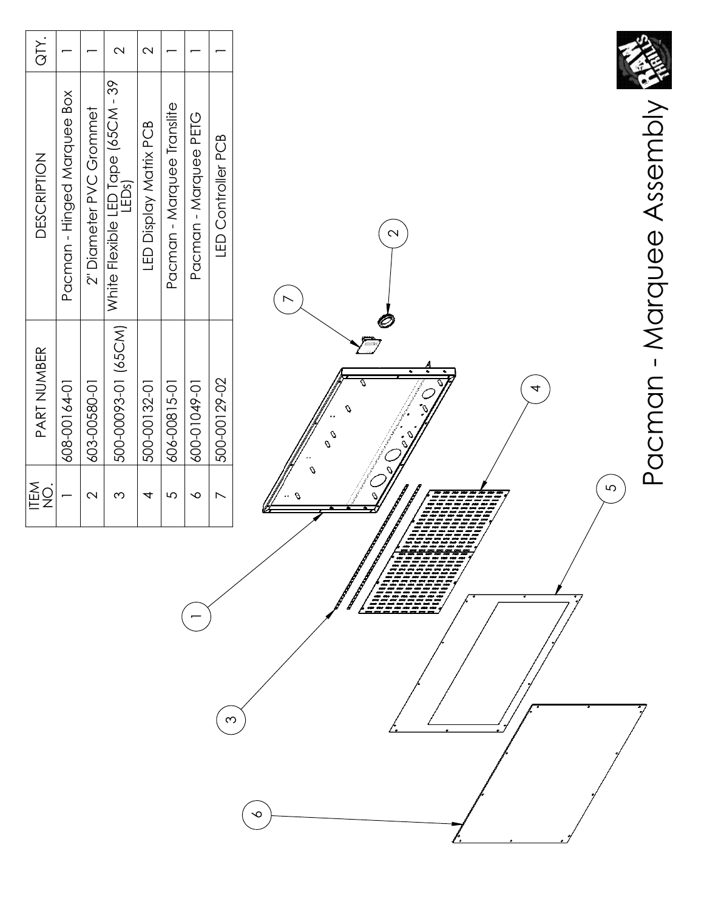# Pacman - Marquee Assembly

| ITEM NO. | PART NUMBER | DESCRIPTION | QTY. |
|---|---|---|---|
| 1 | 608-00164-01 | Pacman - Hinged Marquee Box | 1 |
| 2 | 603-00580-01 | 2" Diameter PVC Grommet | 1 |
| 3 | 500-00093-01 (65CM) | White Flexible LED Tape (65CM - 39 LEDs) | 2 |
| 4 | 500-00132-01 | LED Display Matrix PCB | 2 |
| 5 | 606-00815-01 | Pacman - Marquee Translite | 1 |
| 6 | 600-01049-01 | Pacman - Marquee PETG | 1 |
| 7 | 500-00129-02 | LED Controller PCB | 1 |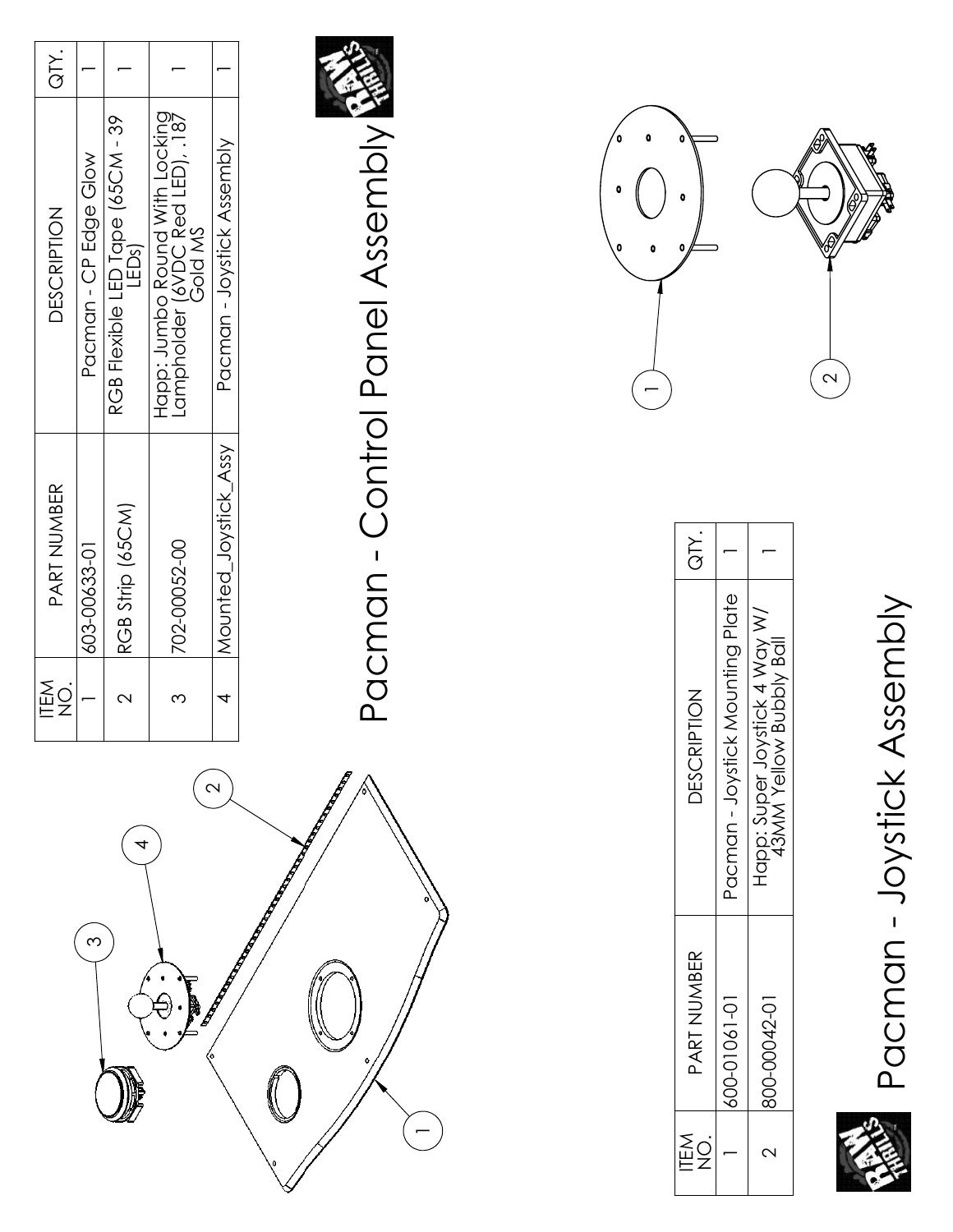# Pacman - Control Panel Assembly

| ITEM NO. | PART NUMBER | DESCRIPTION | QTY. |
|---|---|---|---|
| 1 | 603-00633-01 | Pacman - CP Edge Glow | 1 |
| 2 | RGB Strip (65CM) | RGB Flexible LED Tape (65CM - 39 LEDs) | 1 |
| 3 | 702-00052-00 | Happ: Jumbo Round With Locking Lampholder (6VDC Red LED), .187 Gold MS | 1 |
| 4 | Mounted_Joystick_Assy | Pacman - Joystick Assembly | 1 |

# Pacman - Joystick Assembly

| ITEM NO. | PART NUMBER | DESCRIPTION | QTY. |
|---|---|---|---|
| 1 | 600-01061-01 | Pacman - Joystick Mounting Plate | 1 |
| 2 | 800-00042-01 | Happ: Super Joystick 4 Way W/ 43MM Yellow Bubbly Ball | 1 |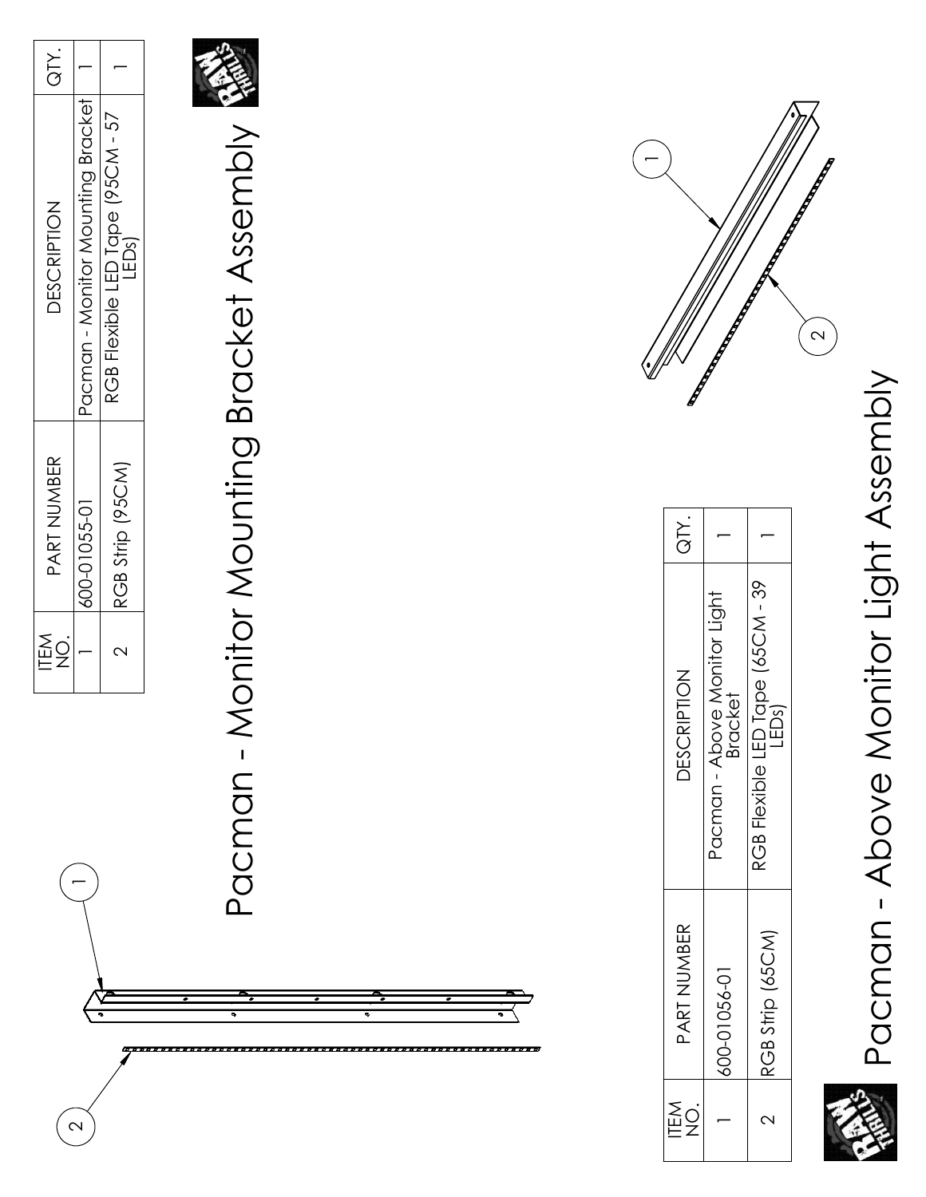# Pacman - Monitor Mounting Bracket Assembly

| ITEM NO. | PART NUMBER | DESCRIPTION | QTY. |
|---|---|---|---|
| 1 | 600-01055-01 | Pacman - Monitor Mounting Bracket | 1 |
| 2 | RGB Strip (95CM) | RGB Flexible LED Tape (95CM - 57 LEDs) | 1 |

# Pacman - Above Monitor Light Assembly

| ITEM NO. | PART NUMBER | DESCRIPTION | QTY. |
|---|---|---|---|
| 1 | 600-01056-01 | Pacman - Above Monitor Light Bracket | 1 |
| 2 | RGB Strip (65CM) | RGB Flexible LED Tape (65CM - 39 LEDs) | 1 |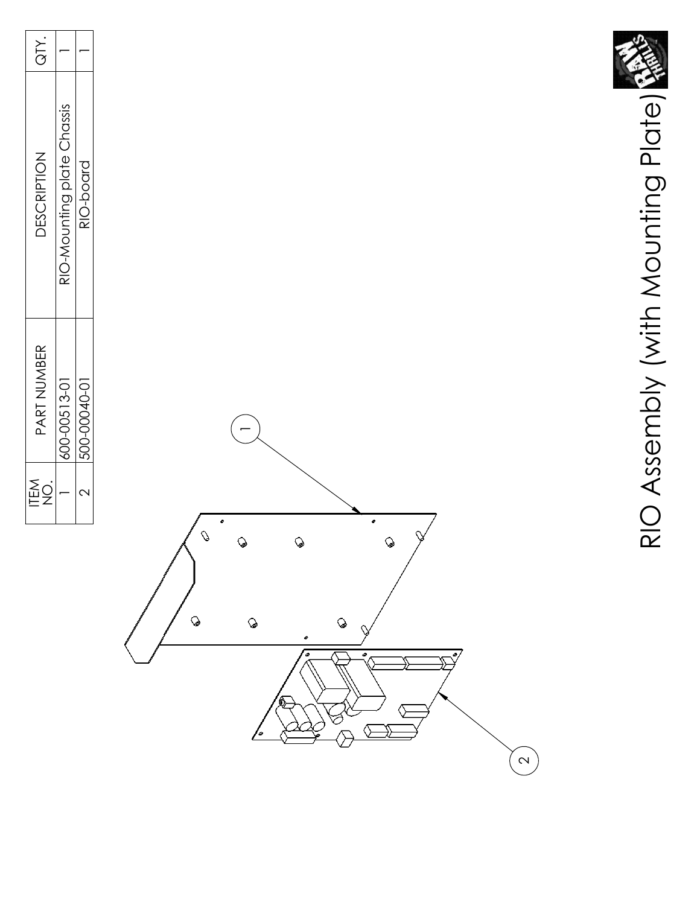# RIO Assembly (with Mounting Plate)

| ITEM NO. | PART NUMBER | DESCRIPTION | QTY. |
|---|---|---|---|
| 1 | 600-00513-01 | RIO-Mounting plate Chassis | 1 |
| 2 | 500-00040-01 | RIO-board | 1 |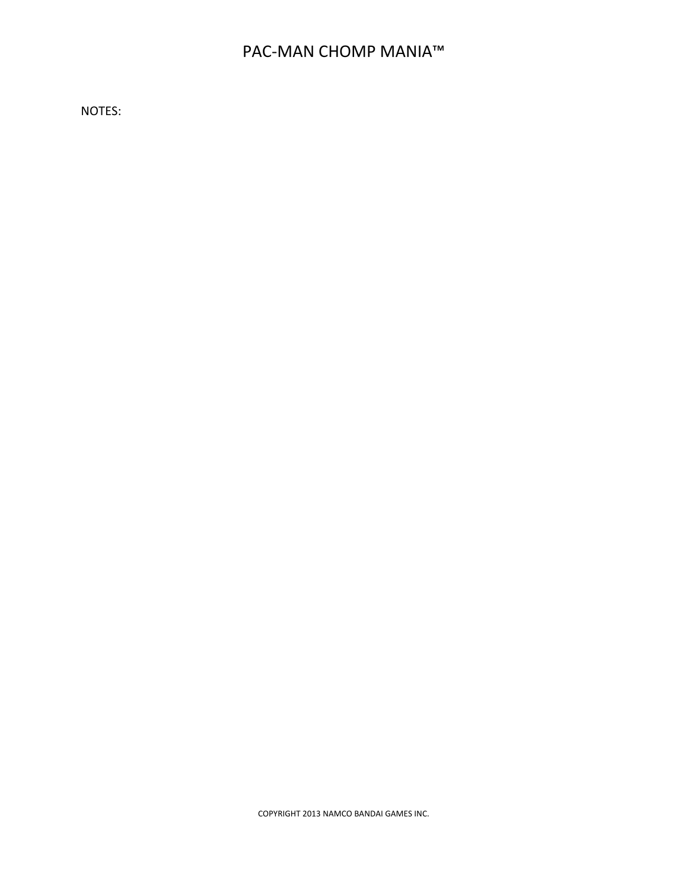NOTES: